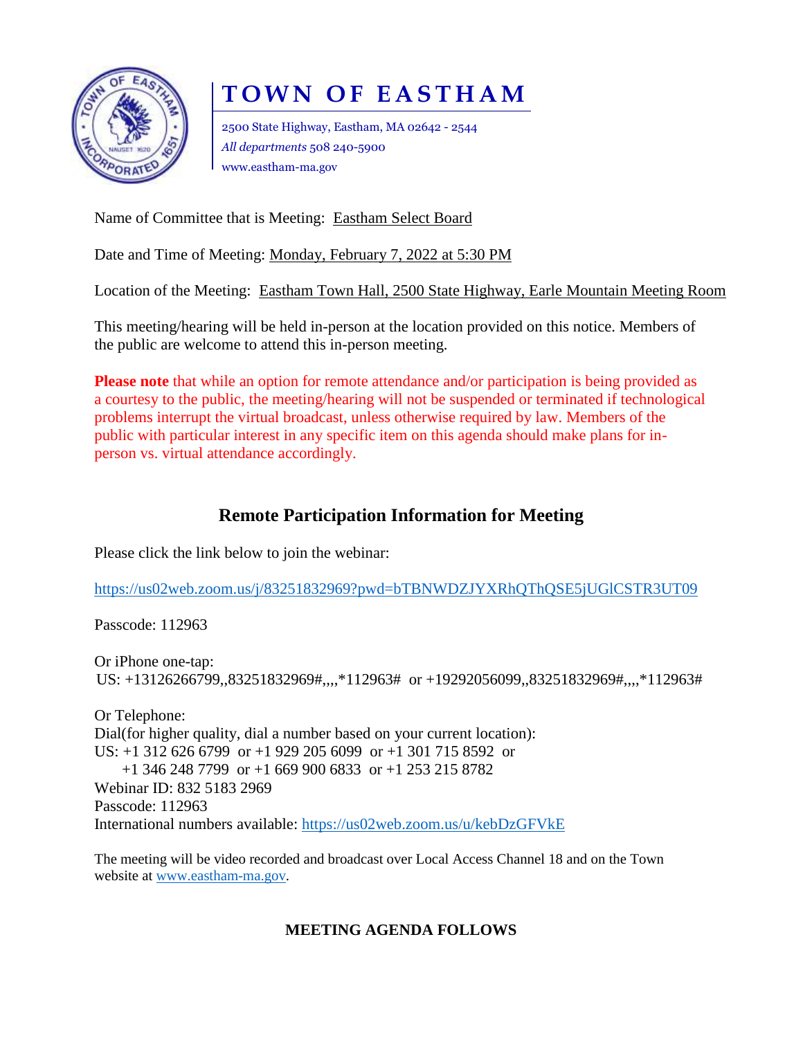# TOWN OF EASTHAM

2500 State Highway, Eastham, MA 02642 - 2544
*All departments* 508 240-5900
www.eastham-ma.gov

Name of Committee that is Meeting: Eastham Select Board

Date and Time of Meeting: Monday, February 7, 2022 at 5:30 PM

Location of the Meeting: Eastham Town Hall, 2500 State Highway, Earle Mountain Meeting Room

This meeting/hearing will be held in-person at the location provided on this notice. Members of the public are welcome to attend this in-person meeting.

**Please note** that while an option for remote attendance and/or participation is being provided as a courtesy to the public, the meeting/hearing will not be suspended or terminated if technological problems interrupt the virtual broadcast, unless otherwise required by law. Members of the public with particular interest in any specific item on this agenda should make plans for in-person vs. virtual attendance accordingly.

## Remote Participation Information for Meeting

Please click the link below to join the webinar:

https://us02web.zoom.us/j/83251832969?pwd=bTBNWDZJYXRhQThQSE5jUGlCSTR3UT09

Passcode: 112963

Or iPhone one-tap:
US: +13126266799,,83251832969#,,,,*112963# or +19292056099,,83251832969#,,,,*112963#

Or Telephone:
Dial(for higher quality, dial a number based on your current location):
US: +1 312 626 6799 or +1 929 205 6099 or +1 301 715 8592 or
+1 346 248 7799 or +1 669 900 6833 or +1 253 215 8782
Webinar ID: 832 5183 2969
Passcode: 112963
International numbers available: https://us02web.zoom.us/u/kebDzGFVkE

The meeting will be video recorded and broadcast over Local Access Channel 18 and on the Town website at www.eastham-ma.gov.

**MEETING AGENDA FOLLOWS**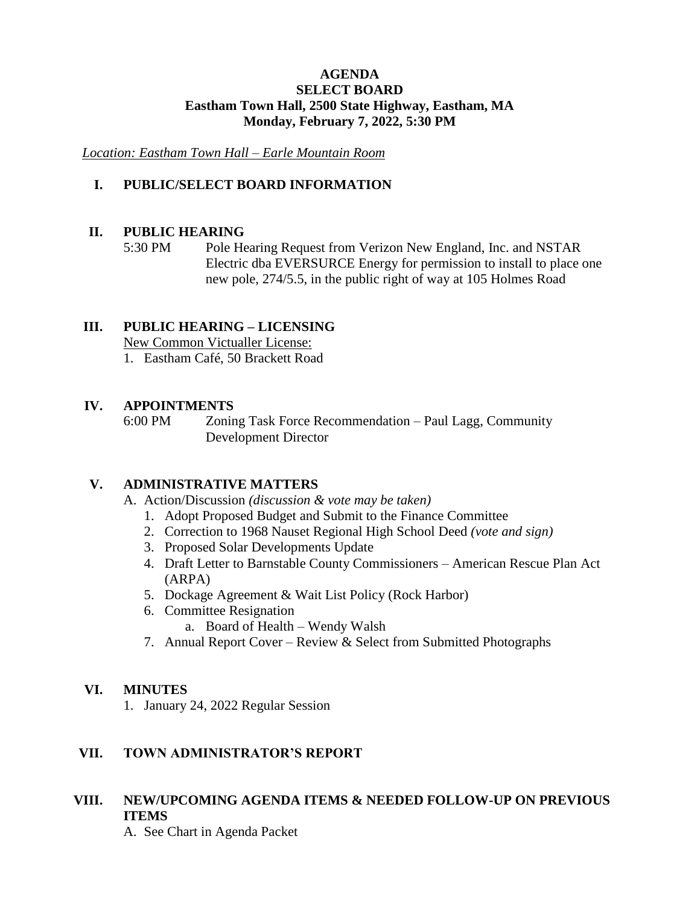**AGENDA**
**SELECT BOARD**
**Eastham Town Hall, 2500 State Highway, Eastham, MA**
**Monday, February 7, 2022, 5:30 PM**

*Location: Eastham Town Hall – Earle Mountain Room*

## I. PUBLIC/SELECT BOARD INFORMATION

## II. PUBLIC HEARING

5:30 PM Pole Hearing Request from Verizon New England, Inc. and NSTAR Electric dba EVERSURCE Energy for permission to install to place one new pole, 274/5.5, in the public right of way at 105 Holmes Road

## III. PUBLIC HEARING – LICENSING

New Common Victualler License:

1. Eastham Café, 50 Brackett Road

## IV. APPOINTMENTS

6:00 PM Zoning Task Force Recommendation – Paul Lagg, Community Development Director

## V. ADMINISTRATIVE MATTERS

A. Action/Discussion *(discussion & vote may be taken)*

1. Adopt Proposed Budget and Submit to the Finance Committee
2. Correction to 1968 Nauset Regional High School Deed *(vote and sign)*
3. Proposed Solar Developments Update
4. Draft Letter to Barnstable County Commissioners – American Rescue Plan Act (ARPA)
5. Dockage Agreement & Wait List Policy (Rock Harbor)
6. Committee Resignation
   a. Board of Health – Wendy Walsh
7. Annual Report Cover – Review & Select from Submitted Photographs

## VI. MINUTES

1. January 24, 2022 Regular Session

## VII. TOWN ADMINISTRATOR'S REPORT

## VIII. NEW/UPCOMING AGENDA ITEMS & NEEDED FOLLOW-UP ON PREVIOUS ITEMS

A. See Chart in Agenda Packet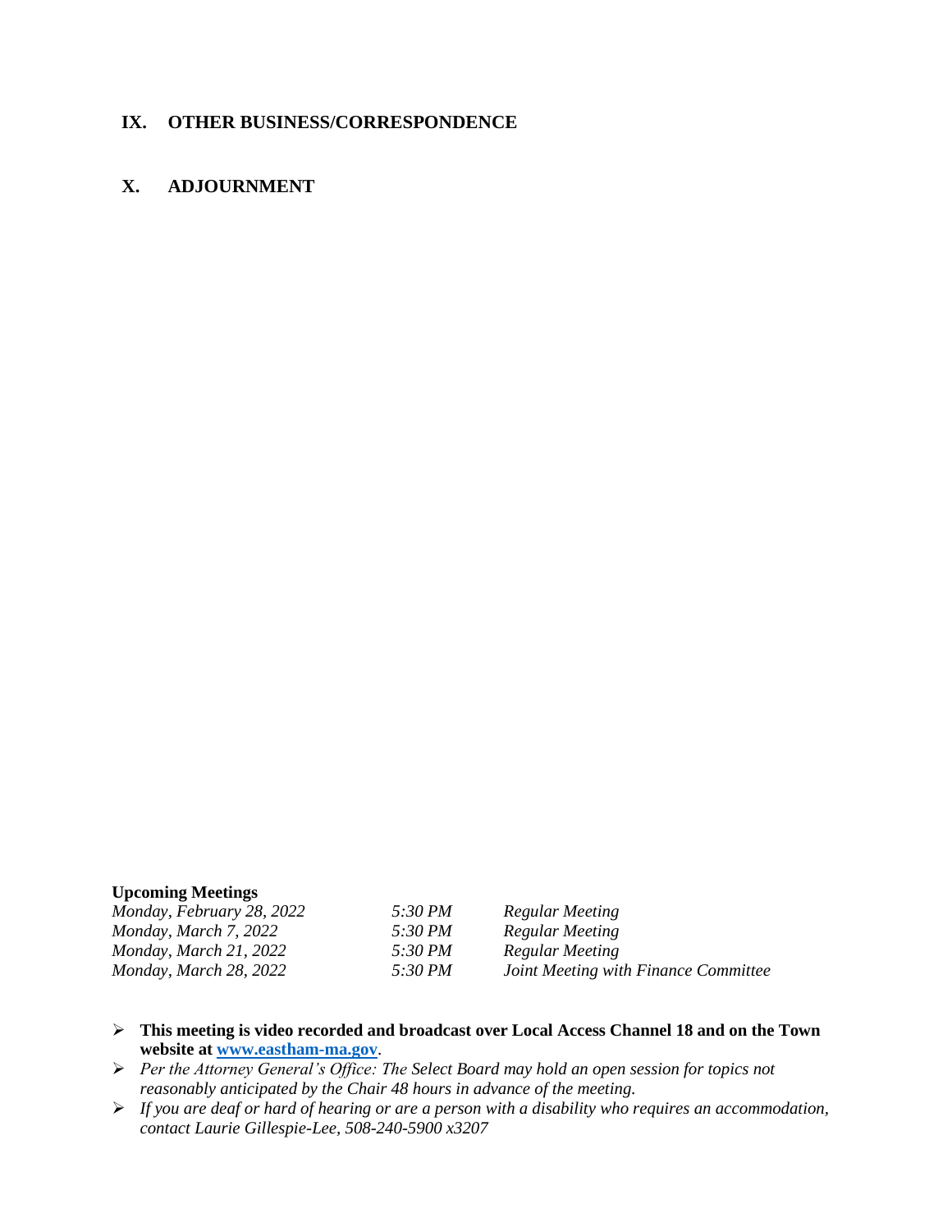## IX. OTHER BUSINESS/CORRESPONDENCE

## X. ADJOURNMENT

**Upcoming Meetings**

| | | |
|---|---|---|
| *Monday, February 28, 2022* | *5:30 PM* | *Regular Meeting* |
| *Monday, March 7, 2022* | *5:30 PM* | *Regular Meeting* |
| *Monday, March 21, 2022* | *5:30 PM* | *Regular Meeting* |
| *Monday, March 28, 2022* | *5:30 PM* | *Joint Meeting with Finance Committee* |

- **This meeting is video recorded and broadcast over Local Access Channel 18 and on the Town website at [www.eastham-ma.gov](http://www.eastham-ma.gov)**.
- *Per the Attorney General's Office: The Select Board may hold an open session for topics not reasonably anticipated by the Chair 48 hours in advance of the meeting.*
- *If you are deaf or hard of hearing or are a person with a disability who requires an accommodation, contact Laurie Gillespie-Lee, 508-240-5900 x3207*